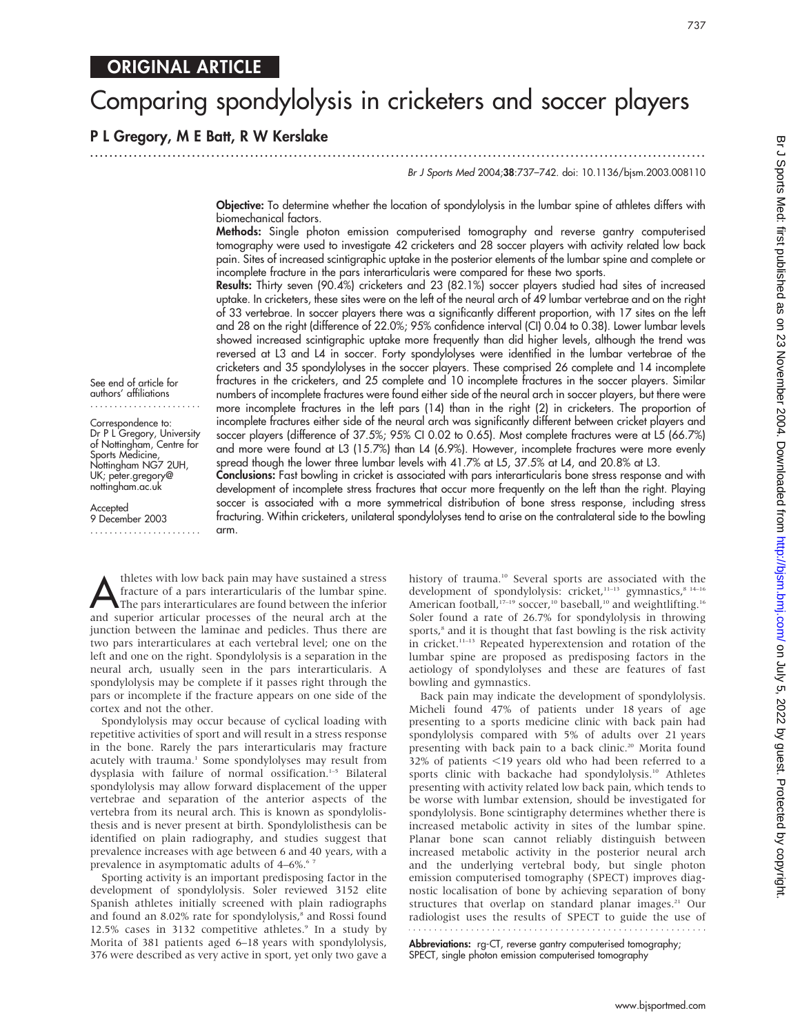ORIGINAL ARTICLE

# Comparing spondylolysis in cricketers and soccer players

**P L Gregory, M E Batt, R W Kerslake**

**Objective:** To determine whether the location of spondylolysis in the lumbar spine of athletes differs with biomechanical factors.

**Methods:** Single photon emission computerised tomography and reverse gantry computerised tomography were used to investigate 42 cricketers and 28 soccer players with activity related low back pain. Sites of increased scintigraphic uptake in the posterior elements of the lumbar spine and complete or incomplete fracture in the pars interarticularis were compared for these two sports.

**Results:** Thirty seven (90.4%) cricketers and 23 (82.1%) soccer players studied had sites of increased uptake. In cricketers, these sites were on the left of the neural arch of 49 lumbar vertebrae and on the right of 33 vertebrae. In soccer players there was a significantly different proportion, with 17 sites on the left and 28 on the right (difference of 22.0%; 95% confidence interval (CI) 0.04 to 0.38). Lower lumbar levels showed increased scintigraphic uptake more frequently than did higher levels, although the trend was reversed at L3 and L4 in soccer. Forty spondylolyses were identified in the lumbar vertebrae of the cricketers and 35 spondylolyses in the soccer players. These comprised 26 complete and 14 incomplete fractures in the cricketers, and 25 complete and 10 incomplete fractures in the soccer players. Similar numbers of incomplete fractures were found either side of the neural arch in soccer players, but there were more incomplete fractures in the left pars (14) than in the right (2) in cricketers. The proportion of incomplete fractures either side of the neural arch was significantly different between cricket players and soccer players (difference of 37.5%; 95% CI 0.02 to 0.65). Most complete fractures were at L5 (66.7%) and more were found at L3 (15.7%) than L4 (6.9%). However, incomplete fractures were more evenly spread though the lower three lumbar levels with 41.7% at L5, 37.5% at L4, and 20.8% at L3.

**Conclusions:** Fast bowling in cricket is associated with pars interarticularis bone stress response and with development of incomplete stress fractures that occur more frequently on the left than the right. Playing soccer is associated with a more symmetrical distribution of bone stress response, including stress fracturing. Within cricketers, unilateral spondylolyses tend to arise on the contralateral side to the bowling arm.

See end of article for authors' affiliations

Correspondence to: Dr P L Gregory, University of Nottingham, Centre for Sports Medicine, Nottingham NG7 2UH, UK; peter.gregory@nottingham.ac.uk

Accepted 9 December 2003

Athletes with low back pain may have sustained a stress fracture of a pars interarticularis of the lumbar spine. The pars interarticulares are found between the inferior and superior articular processes of the neural arch at the junction between the laminae and pedicles. Thus there are two pars interarticulares at each vertebral level; one on the left and one on the right. Spondylolysis is a separation in the neural arch, usually seen in the pars interarticularis. A spondylolysis may be complete if it passes right through the pars or incomplete if the fracture appears on one side of the cortex and not the other.

Spondylolysis may occur because of cyclical loading with repetitive activities of sport and will result in a stress response in the bone. Rarely the pars interarticularis may fracture acutely with trauma.[1] Some spondylolyses may result from dysplasia with failure of normal ossification.[1–5] Bilateral spondylolysis may allow forward displacement of the upper vertebrae and separation of the anterior aspects of the vertebra from its neural arch. This is known as spondylolisthesis and is never present at birth. Spondylolisthesis can be identified on plain radiography, and studies suggest that prevalence increases with age between 6 and 40 years, with a prevalence in asymptomatic adults of 4–6%.[6 7]

Sporting activity is an important predisposing factor in the development of spondylolysis. Soler reviewed 3152 elite Spanish athletes initially screened with plain radiographs and found an 8.02% rate for spondylolysis,[8] and Rossi found 12.5% cases in 3132 competitive athletes.[9] In a study by Morita of 381 patients aged 6–18 years with spondylolysis, 376 were described as very active in sport, yet only two gave a history of trauma.[10] Several sports are associated with the development of spondylolysis: cricket,[11–13] gymnastics,[8 14–16] American football,[17–19] soccer,[10] baseball,[10] and weightlifting.[16] Soler found a rate of 26.7% for spondylolysis in throwing sports,[8] and it is thought that fast bowling is the risk activity in cricket.[11–13] Repeated hyperextension and rotation of the lumbar spine are proposed as predisposing factors in the aetiology of spondylolyses and these are features of fast bowling and gymnastics.

Back pain may indicate the development of spondylolysis. Micheli found 47% of patients under 18 years of age presenting to a sports medicine clinic with back pain had spondylolysis compared with 5% of adults over 21 years presenting with back pain to a back clinic.[20] Morita found 32% of patients <19 years old who had been referred to a sports clinic with backache had spondylolysis.[10] Athletes presenting with activity related low back pain, which tends to be worse with lumbar extension, should be investigated for spondylolysis. Bone scintigraphy determines whether there is increased metabolic activity in sites of the lumbar spine. Planar bone scan cannot reliably distinguish between increased metabolic activity in the posterior neural arch and the underlying vertebral body, but single photon emission computerised tomography (SPECT) improves diagnostic localisation of bone by achieving separation of bony structures that overlap on standard planar images.[21] Our radiologist uses the results of SPECT to guide the use of

**Abbreviations:** rg-CT, reverse gantry computerised tomography; SPECT, single photon emission computerised tomography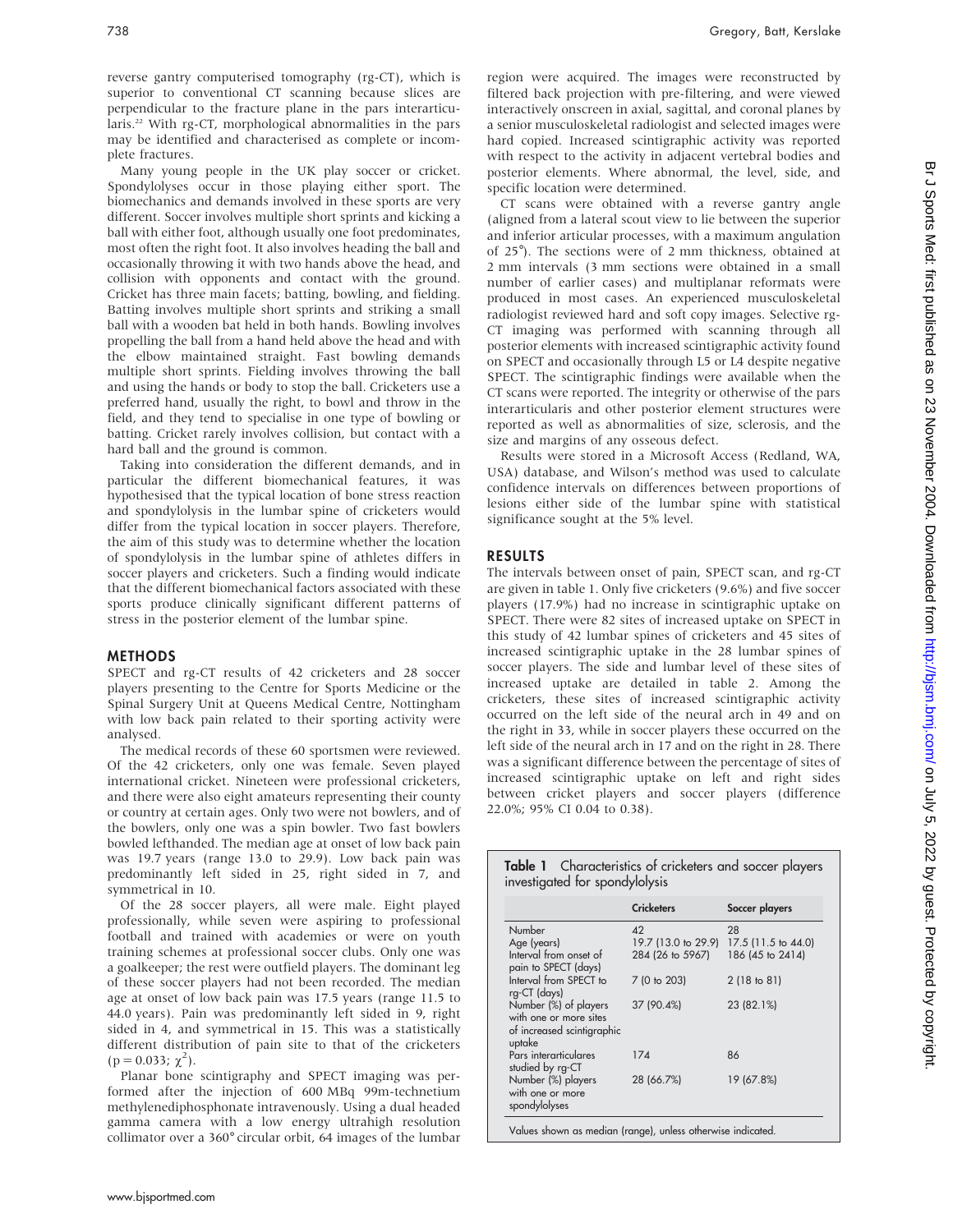reverse gantry computerised tomography (rg-CT), which is superior to conventional CT scanning because slices are perpendicular to the fracture plane in the pars interarticularis.[22] With rg-CT, morphological abnormalities in the pars may be identified and characterised as complete or incomplete fractures.

Many young people in the UK play soccer or cricket. Spondylolyses occur in those playing either sport. The biomechanics and demands involved in these sports are very different. Soccer involves multiple short sprints and kicking a ball with either foot, although usually one foot predominates, most often the right foot. It also involves heading the ball and occasionally throwing it with two hands above the head, and collision with opponents and contact with the ground. Cricket has three main facets; batting, bowling, and fielding. Batting involves multiple short sprints and striking a small ball with a wooden bat held in both hands. Bowling involves propelling the ball from a hand held above the head and with the elbow maintained straight. Fast bowling demands multiple short sprints. Fielding involves throwing the ball and using the hands or body to stop the ball. Cricketers use a preferred hand, usually the right, to bowl and throw in the field, and they tend to specialise in one type of bowling or batting. Cricket rarely involves collision, but contact with a hard ball and the ground is common.

Taking into consideration the different demands, and in particular the different biomechanical features, it was hypothesised that the typical location of bone stress reaction and spondylolysis in the lumbar spine of cricketers would differ from the typical location in soccer players. Therefore, the aim of this study was to determine whether the location of spondylolysis in the lumbar spine of athletes differs in soccer players and cricketers. Such a finding would indicate that the different biomechanical factors associated with these sports produce clinically significant different patterns of stress in the posterior element of the lumbar spine.

## METHODS

SPECT and rg-CT results of 42 cricketers and 28 soccer players presenting to the Centre for Sports Medicine or the Spinal Surgery Unit at Queens Medical Centre, Nottingham with low back pain related to their sporting activity were analysed.

The medical records of these 60 sportsmen were reviewed. Of the 42 cricketers, only one was female. Seven played international cricket. Nineteen were professional cricketers, and there were also eight amateurs representing their county or country at certain ages. Only two were not bowlers, and of the bowlers, only one was a spin bowler. Two fast bowlers bowled lefthanded. The median age at onset of low back pain was 19.7 years (range 13.0 to 29.9). Low back pain was predominantly left sided in 25, right sided in 7, and symmetrical in 10.

Of the 28 soccer players, all were male. Eight played professionally, while seven were aspiring to professional football and trained with academies or were on youth training schemes at professional soccer clubs. Only one was a goalkeeper; the rest were outfield players. The dominant leg of these soccer players had not been recorded. The median age at onset of low back pain was 17.5 years (range 11.5 to 44.0 years). Pain was predominantly left sided in 9, right sided in 4, and symmetrical in 15. This was a statistically different distribution of pain site to that of the cricketers ($p = 0.033$; $\chi^2$).

Planar bone scintigraphy and SPECT imaging was performed after the injection of 600 MBq 99m-technetium methylenediphosphonate intravenously. Using a dual headed gamma camera with a low energy ultrahigh resolution collimator over a 360° circular orbit, 64 images of the lumbar region were acquired. The images were reconstructed by filtered back projection with pre-filtering, and were viewed interactively onscreen in axial, sagittal, and coronal planes by a senior musculoskeletal radiologist and selected images were hard copied. Increased scintigraphic activity was reported with respect to the activity in adjacent vertebral bodies and posterior elements. Where abnormal, the level, side, and specific location were determined.

CT scans were obtained with a reverse gantry angle (aligned from a lateral scout view to lie between the superior and inferior articular processes, with a maximum angulation of 25°). The sections were of 2 mm thickness, obtained at 2 mm intervals (3 mm sections were obtained in a small number of earlier cases) and multiplanar reformats were produced in most cases. An experienced musculoskeletal radiologist reviewed hard and soft copy images. Selective rg-CT imaging was performed with scanning through all posterior elements with increased scintigraphic activity found on SPECT and occasionally through L5 or L4 despite negative SPECT. The scintigraphic findings were available when the CT scans were reported. The integrity or otherwise of the pars interarticularis and other posterior element structures were reported as well as abnormalities of size, sclerosis, and the size and margins of any osseous defect.

Results were stored in a Microsoft Access (Redland, WA, USA) database, and Wilson's method was used to calculate confidence intervals on differences between proportions of lesions either side of the lumbar spine with statistical significance sought at the 5% level.

## RESULTS

The intervals between onset of pain, SPECT scan, and rg-CT are given in table 1. Only five cricketers (9.6%) and five soccer players (17.9%) had no increase in scintigraphic uptake on SPECT. There were 82 sites of increased uptake on SPECT in this study of 42 lumbar spines of cricketers and 45 sites of increased scintigraphic uptake in the 28 lumbar spines of soccer players. The side and lumbar level of these sites of increased uptake are detailed in table 2. Among the cricketers, these sites of increased scintigraphic activity occurred on the left side of the neural arch in 49 and on the right in 33, while in soccer players these occurred on the left side of the neural arch in 17 and on the right in 28. There was a significant difference between the percentage of sites of increased scintigraphic uptake on left and right sides between cricket players and soccer players (difference 22.0%; 95% CI 0.04 to 0.38).

**Table 1** Characteristics of cricketers and soccer players investigated for spondylolysis

| | Cricketers | Soccer players |
|---|---|---|
| Number | 42 | 28 |
| Age (years) | 19.7 (13.0 to 29.9) | 17.5 (11.5 to 44.0) |
| Interval from onset of pain to SPECT (days) | 284 (26 to 5967) | 186 (45 to 2414) |
| Interval from SPECT to rg-CT (days) | 7 (0 to 203) | 2 (18 to 81) |
| Number (%) of players with one or more sites of increased scintigraphic uptake | 37 (90.4%) | 23 (82.1%) |
| Pars interarticulares studied by rg-CT | 174 | 86 |
| Number (%) players with one or more spondylolyses | 28 (66.7%) | 19 (67.8%) |

Values shown as median (range), unless otherwise indicated.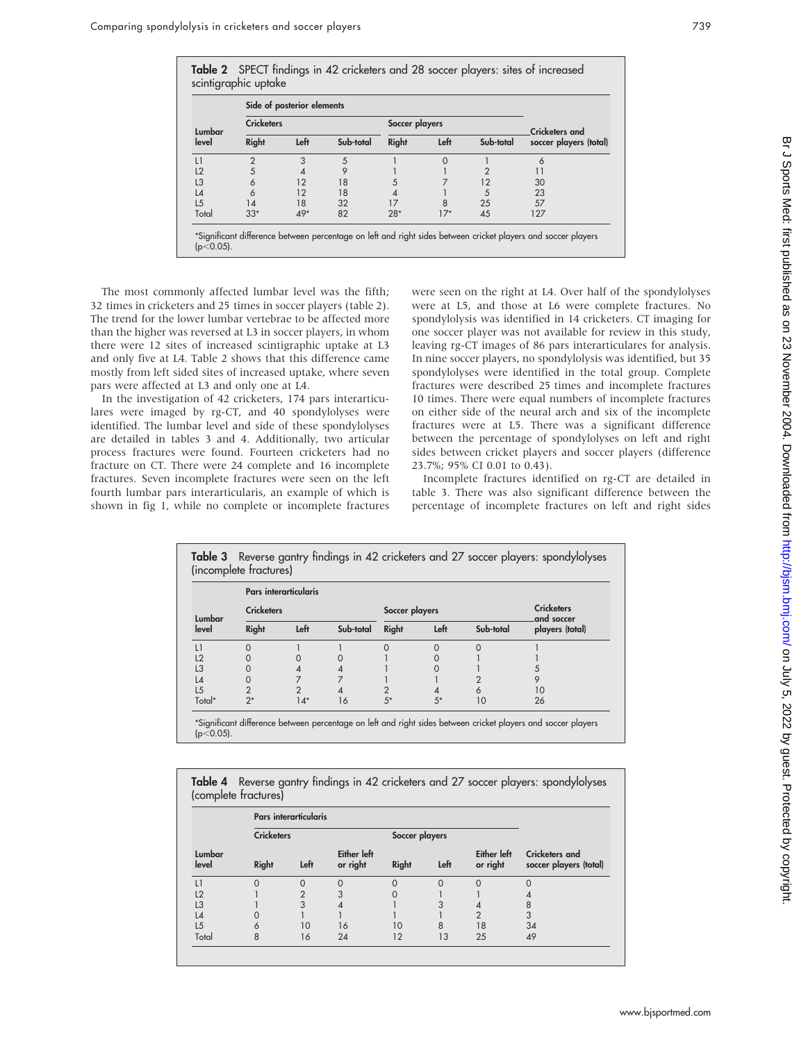**Table 2** SPECT findings in 42 cricketers and 28 soccer players: sites of increased scintigraphic uptake

| Lumbar level | Side of posterior elements | | | | | | |
|---|---|---|---|---|---|---|---|
| | Cricketers | | | Soccer players | | | Cricketers and soccer players (total) |
| | Right | Left | Sub-total | Right | Left | Sub-total | |
| L1 | 2 | 3 | 5 | 1 | 0 | 1 | 6 |
| L2 | 5 | 4 | 9 | 1 | 1 | 2 | 11 |
| L3 | 6 | 12 | 18 | 5 | 7 | 12 | 30 |
| L4 | 6 | 12 | 18 | 4 | 1 | 5 | 23 |
| L5 | 14 | 18 | 32 | 17 | 8 | 25 | 57 |
| Total | 33* | 49* | 82 | 28* | 17* | 45 | 127 |

*Significant difference between percentage on left and right sides between cricket players and soccer players ($p<0.05$).

The most commonly affected lumbar level was the fifth; 32 times in cricketers and 25 times in soccer players (table 2). The trend for the lower lumbar vertebrae to be affected more than the higher was reversed at L3 in soccer players, in whom there were 12 sites of increased scintigraphic uptake at L3 and only five at L4. Table 2 shows that this difference came mostly from left sided sites of increased uptake, where seven pars were affected at L3 and only one at L4.

In the investigation of 42 cricketers, 174 pars interarticulares were imaged by rg-CT, and 40 spondylolyses were identified. The lumbar level and side of these spondylolyses are detailed in tables 3 and 4. Additionally, two articular process fractures were found. Fourteen cricketers had no fracture on CT. There were 24 complete and 16 incomplete fractures. Seven incomplete fractures were seen on the left fourth lumbar pars interarticularis, an example of which is shown in fig 1, while no complete or incomplete fractures were seen on the right at L4. Over half of the spondylolyses were at L5, and those at L6 were complete fractures. No spondylolysis was identified in 14 cricketers. CT imaging for one soccer player was not available for review in this study, leaving rg-CT images of 86 pars interarticulares for analysis. In nine soccer players, no spondylolysis was identified, but 35 spondylolyses were identified in the total group. Complete fractures were described 25 times and incomplete fractures 10 times. There were equal numbers of incomplete fractures on either side of the neural arch and six of the incomplete fractures were at L5. There was a significant difference between the percentage of spondylolyses on left and right sides between cricket players and soccer players (difference 23.7%; 95% CI 0.01 to 0.43).

Incomplete fractures identified on rg-CT are detailed in table 3. There was also significant difference between the percentage of incomplete fractures on left and right sides

**Table 3** Reverse gantry findings in 42 cricketers and 27 soccer players: spondylolyses (incomplete fractures)

| Lumbar level | Pars interarticularis | | | | | | |
|---|---|---|---|---|---|---|---|
| | Cricketers | | | Soccer players | | | Cricketers and soccer players (total) |
| | Right | Left | Sub-total | Right | Left | Sub-total | |
| L1 | 0 | 1 | 1 | 0 | 0 | 0 | 1 |
| L2 | 0 | 0 | 0 | 1 | 0 | 1 | 1 |
| L3 | 0 | 4 | 4 | 1 | 0 | 1 | 5 |
| L4 | 0 | 7 | 7 | 1 | 1 | 2 | 9 |
| L5 | 2 | 2 | 4 | 2 | 4 | 6 | 10 |
| Total* | 2* | 14* | 16 | 5* | 5* | 10 | 26 |

*Significant difference between percentage on left and right sides between cricket players and soccer players ($p<0.05$).

**Table 4** Reverse gantry findings in 42 cricketers and 27 soccer players: spondylolyses (complete fractures)

| Lumbar level | Pars interarticularis | | | | | | |
|---|---|---|---|---|---|---|---|
| | Cricketers | | | Soccer players | | | Cricketers and soccer players (total) |
| | Right | Left | Either left or right | Right | Left | Either left or right | |
| L1 | 0 | 0 | 0 | 0 | 0 | 0 | 0 |
| L2 | 1 | 2 | 3 | 0 | 1 | 1 | 4 |
| L3 | 1 | 3 | 4 | 1 | 3 | 4 | 8 |
| L4 | 0 | 1 | 1 | 1 | 1 | 2 | 3 |
| L5 | 6 | 10 | 16 | 10 | 8 | 18 | 34 |
| Total | 8 | 16 | 24 | 12 | 13 | 25 | 49 |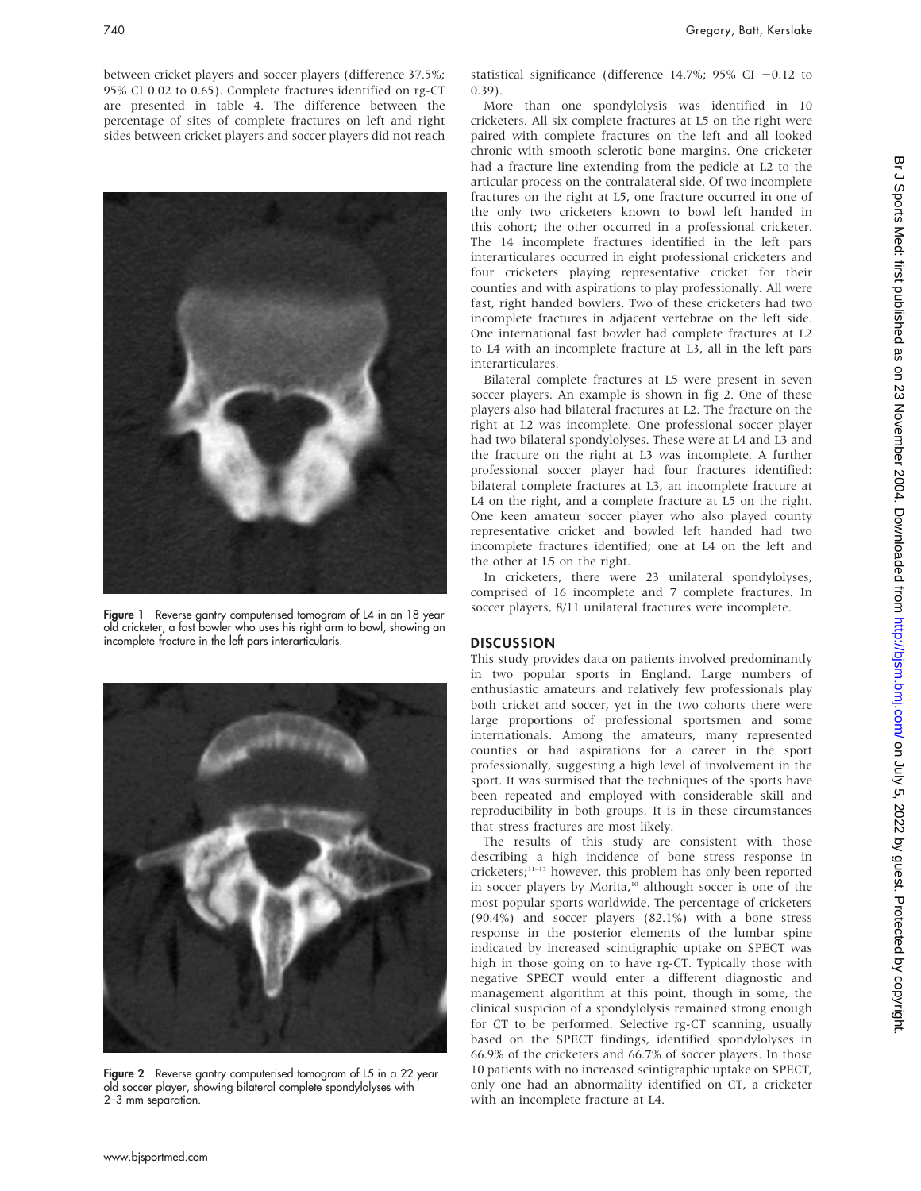between cricket players and soccer players (difference 37.5%; 95% CI 0.02 to 0.65). Complete fractures identified on rg-CT are presented in table 4. The difference between the percentage of sites of complete fractures on left and right sides between cricket players and soccer players did not reach statistical significance (difference 14.7%; 95% CI −0.12 to 0.39).

More than one spondylolysis was identified in 10 cricketers. All six complete fractures at L5 on the right were paired with complete fractures on the left and all looked chronic with smooth sclerotic bone margins. One cricketer had a fracture line extending from the pedicle at L2 to the articular process on the contralateral side. Of two incomplete fractures on the right at L5, one fracture occurred in one of the only two cricketers known to bowl left handed in this cohort; the other occurred in a professional cricketer. The 14 incomplete fractures identified in the left pars interarticulares occurred in eight professional cricketers and four cricketers playing representative cricket for their counties and with aspirations to play professionally. All were fast, right handed bowlers. Two of these cricketers had two incomplete fractures in adjacent vertebrae on the left side. One international fast bowler had complete fractures at L2 to L4 with an incomplete fracture at L3, all in the left pars interarticulares.

Bilateral complete fractures at L5 were present in seven soccer players. An example is shown in fig 2. One of these players also had bilateral fractures at L2. The fracture on the right at L2 was incomplete. One professional soccer player had two bilateral spondylolyses. These were at L4 and L3 and the fracture on the right at L3 was incomplete. A further professional soccer player had four fractures identified: bilateral complete fractures at L3, an incomplete fracture at L4 on the right, and a complete fracture at L5 on the right. One keen amateur soccer player who also played county representative cricket and bowled left handed had two incomplete fractures identified; one at L4 on the left and the other at L5 on the right.

In cricketers, there were 23 unilateral spondylolyses, comprised of 16 incomplete and 7 complete fractures. In soccer players, 8/11 unilateral fractures were incomplete.

**Figure 1** Reverse gantry computerised tomogram of L4 in an 18 year old cricketer, a fast bowler who uses his right arm to bowl, showing an incomplete fracture in the left pars interarticularis.

**Figure 2** Reverse gantry computerised tomogram of L5 in a 22 year old soccer player, showing bilateral complete spondylolyses with 2–3 mm separation.

## DISCUSSION

This study provides data on patients involved predominantly in two popular sports in England. Large numbers of enthusiastic amateurs and relatively few professionals play both cricket and soccer, yet in the two cohorts there were large proportions of professional sportsmen and some internationals. Among the amateurs, many represented counties or had aspirations for a career in the sport professionally, suggesting a high level of involvement in the sport. It was surmised that the techniques of the sports have been repeated and employed with considerable skill and reproducibility in both groups. It is in these circumstances that stress fractures are most likely.

The results of this study are consistent with those describing a high incidence of bone stress response in cricketers;[11–13] however, this problem has only been reported in soccer players by Morita,[10] although soccer is one of the most popular sports worldwide. The percentage of cricketers (90.4%) and soccer players (82.1%) with a bone stress response in the posterior elements of the lumbar spine indicated by increased scintigraphic uptake on SPECT was high in those going on to have rg-CT. Typically those with negative SPECT would enter a different diagnostic and management algorithm at this point, though in some, the clinical suspicion of a spondylolysis remained strong enough for CT to be performed. Selective rg-CT scanning, usually based on the SPECT findings, identified spondylolyses in 66.9% of the cricketers and 66.7% of soccer players. In those 10 patients with no increased scintigraphic uptake on SPECT, only one had an abnormality identified on CT, a cricketer with an incomplete fracture at L4.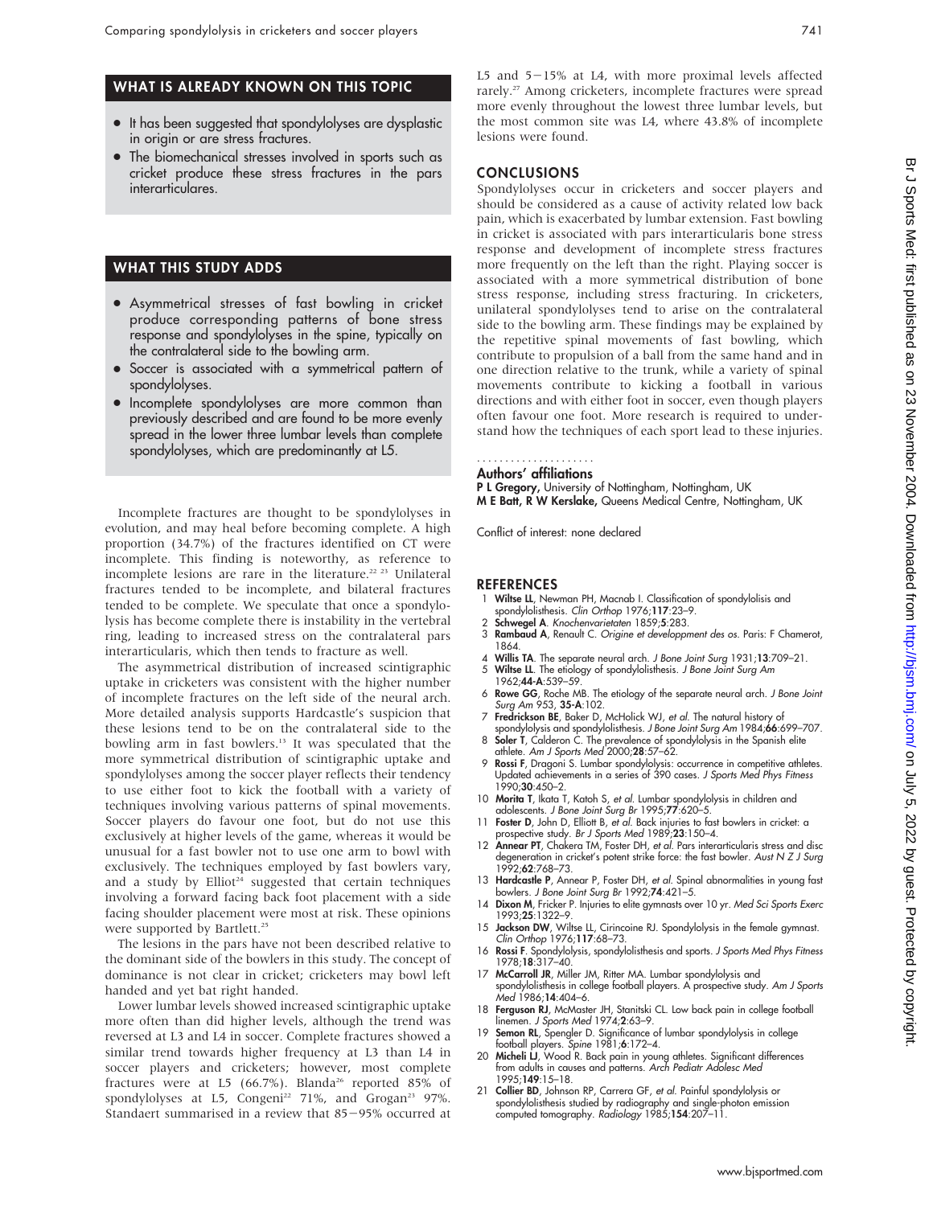## WHAT IS ALREADY KNOWN ON THIS TOPIC

- It has been suggested that spondylolyses are dysplastic in origin or are stress fractures.
- The biomechanical stresses involved in sports such as cricket produce these stress fractures in the pars interarticulares.

## WHAT THIS STUDY ADDS

- Asymmetrical stresses of fast bowling in cricket produce corresponding patterns of bone stress response and spondylolyses in the spine, typically on the contralateral side to the bowling arm.
- Soccer is associated with a symmetrical pattern of spondylolyses.
- Incomplete spondylolyses are more common than previously described and are found to be more evenly spread in the lower three lumbar levels than complete spondylolyses, which are predominantly at L5.

Incomplete fractures are thought to be spondylolyses in evolution, and may heal before becoming complete. A high proportion (34.7%) of the fractures identified on CT were incomplete. This finding is noteworthy, as reference to incomplete lesions are rare in the literature.[22 23] Unilateral fractures tended to be incomplete, and bilateral fractures tended to be complete. We speculate that once a spondylolysis has become complete there is instability in the vertebral ring, leading to increased stress on the contralateral pars interarticularis, which then tends to fracture as well.

The asymmetrical distribution of increased scintigraphic uptake in cricketers was consistent with the higher number of incomplete fractures on the left side of the neural arch. More detailed analysis supports Hardcastle's suspicion that these lesions tend to be on the contralateral side to the bowling arm in fast bowlers.[13] It was speculated that the more symmetrical distribution of scintigraphic uptake and spondylolyses among the soccer player reflects their tendency to use either foot to kick the football with a variety of techniques involving various patterns of spinal movements. Soccer players do favour one foot, but do not use this exclusively at higher levels of the game, whereas it would be unusual for a fast bowler not to use one arm to bowl with exclusively. The techniques employed by fast bowlers vary, and a study by Elliot[24] suggested that certain techniques involving a forward facing back foot placement with a side facing shoulder placement were most at risk. These opinions were supported by Bartlett.[25]

The lesions in the pars have not been described relative to the dominant side of the bowlers in this study. The concept of dominance is not clear in cricket; cricketers may bowl left handed and yet bat right handed.

Lower lumbar levels showed increased scintigraphic uptake more often than did higher levels, although the trend was reversed at L3 and L4 in soccer. Complete fractures showed a similar trend towards higher frequency at L3 than L4 in soccer players and cricketers; however, most complete fractures were at L5 (66.7%). Blanda[26] reported 85% of spondylolyses at L5, Congeni[22] 71%, and Grogan[23] 97%. Standaert summarised in a review that 85–95% occurred at L5 and 5–15% at L4, with more proximal levels affected rarely.[27] Among cricketers, incomplete fractures were spread more evenly throughout the lowest three lumbar levels, but the most common site was L4, where 43.8% of incomplete lesions were found.

## CONCLUSIONS

Spondylolyses occur in cricketers and soccer players and should be considered as a cause of activity related low back pain, which is exacerbated by lumbar extension. Fast bowling in cricket is associated with pars interarticularis bone stress response and development of incomplete stress fractures more frequently on the left than the right. Playing soccer is associated with a more symmetrical distribution of bone stress response, including stress fracturing. In cricketers, unilateral spondylolyses tend to arise on the contralateral side to the bowling arm. These findings may be explained by the repetitive spinal movements of fast bowling, which contribute to propulsion of a ball from the same hand and in one direction relative to the trunk, while a variety of spinal movements contribute to kicking a football in various directions and with either foot in soccer, even though players often favour one foot. More research is required to understand how the techniques of each sport lead to these injuries.

### Authors' affiliations

**P L Gregory,** University of Nottingham, Nottingham, UK
**M E Batt, R W Kerslake,** Queens Medical Centre, Nottingham, UK

Conflict of interest: none declared

## REFERENCES

1. **Wiltse LL**, Newman PH, Macnab I. Classification of spondylolisis and spondylolisthesis. *Clin Orthop* 1976;**117**:23–9.
2. **Schwegel A**. *Knochenvarietaten* 1859;**5**:283.
3. **Rambaud A**, Renault C. *Origine et developpment des os*. Paris: F Chamerot, 1864.
4. **Willis TA**. The separate neural arch. *J Bone Joint Surg* 1931;**13**:709–21.
5. **Wiltse LL**. The etiology of spondylolisthesis. *J Bone Joint Surg Am* 1962;**44-A**:539–59.
6. **Rowe GG**, Roche MB. The etiology of the separate neural arch. *J Bone Joint Surg Am* 953, **35-A**:102.
7. **Fredrickson BE**, Baker D, McHolick WJ, *et al*. The natural history of spondylolysis and spondylolisthesis. *J Bone Joint Surg Am* 1984;**66**:699–707.
8. **Soler T**, Calderon C. The prevalence of spondylolysis in the Spanish elite athlete. *Am J Sports Med* 2000;**28**:57–62.
9. **Rossi F**, Dragoni S. Lumbar spondylolysis: occurrence in competitive athletes. Updated achievements in a series of 390 cases. *J Sports Med Phys Fitness* 1990;**30**:450–2.
10. **Morita T**, Ikata T, Katoh S, *et al*. Lumbar spondylolysis in children and adolescents. *J Bone Joint Surg Br* 1995;**77**:620–5.
11. **Foster D**, John D, Elliott B, *et al*. Back injuries to fast bowlers in cricket: a prospective study. *Br J Sports Med* 1989;**23**:150–4.
12. **Annear PT**, Chakera TM, Foster DH, *et al*. Pars interarticularis stress and disc degeneration in cricket's potent strike force: the fast bowler. *Aust N Z J Surg* 1992;**62**:768–73.
13. **Hardcastle P**, Annear P, Foster DH, *et al*. Spinal abnormalities in young fast bowlers. *J Bone Joint Surg Br* 1992;**74**:421–5.
14. **Dixon M**, Fricker P. Injuries to elite gymnasts over 10 yr. *Med Sci Sports Exerc* 1993;**25**:1322–9.
15. **Jackson DW**, Wiltse LL, Cirincoine RJ. Spondylolysis in the female gymnast. *Clin Orthop* 1976;**117**:68–73.
16. **Rossi F**. Spondylolysis, spondylolisthesis and sports. *J Sports Med Phys Fitness* 1978;**18**:317–40.
17. **McCarroll JR**, Miller JM, Ritter MA. Lumbar spondylolysis and spondylolisthesis in college football players. A prospective study. *Am J Sports Med* 1986;**14**:404–6.
18. **Ferguson RJ**, McMaster JH, Stanitski CL. Low back pain in college football linemen. *J Sports Med* 1974;**2**:63–9.
19. **Semon RL**, Spengler D. Significance of lumbar spondylolysis in college football players. *Spine* 1981;**6**:172–4.
20. **Micheli LJ**, Wood R. Back pain in young athletes. Significant differences from adults in causes and patterns. *Arch Pediatr Adolesc Med* 1995;**149**:15–18.
21. **Collier BD**, Johnson RP, Carrera GF, *et al*. Painful spondylolysis or spondylolisthesis studied by radiography and single-photon emission computed tomography. *Radiology* 1985;**154**:207–11.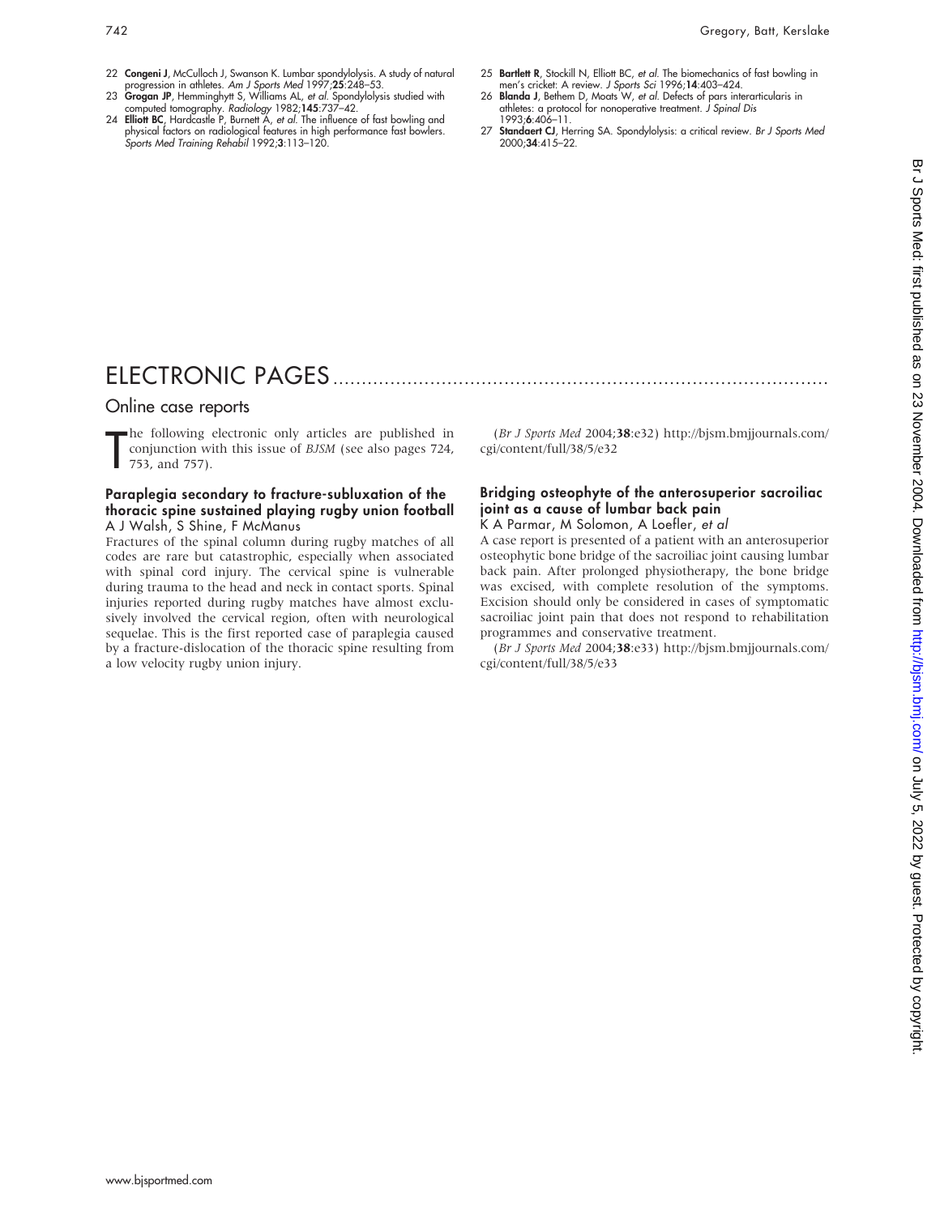22 **Congeni J**, McCulloch J, Swanson K. Lumbar spondylolysis. A study of natural progression in athletes. *Am J Sports Med* 1997;**25**:248–53.

23 **Grogan JP**, Hemminghytt S, Williams AL, *et al.* Spondylolysis studied with computed tomography. *Radiology* 1982;**145**:737–42.

24 **Elliott BC**, Hardcastle P, Burnett A, *et al.* The influence of fast bowling and physical factors on radiological features in high performance fast bowlers. *Sports Med Training Rehabil* 1992;**3**:113–120.

25 **Bartlett R**, Stockill N, Elliott BC, *et al.* The biomechanics of fast bowling in men's cricket: A review. *J Sports Sci* 1996;**14**:403–424.

26 **Blanda J**, Bethem D, Moats W, *et al.* Defects of pars interarticularis in athletes: a protocol for nonoperative treatment. *J Spinal Dis* 1993;**6**:406–11.

27 **Standaert CJ**, Herring SA. Spondylolysis: a critical review. *Br J Sports Med* 2000;**34**:415–22.

# ELECTRONIC PAGES

## Online case reports

The following electronic only articles are published in conjunction with this issue of *BJSM* (see also pages 724, 753, and 757).

### Paraplegia secondary to fracture-subluxation of the thoracic spine sustained playing rugby union football

A J Walsh, S Shine, F McManus

Fractures of the spinal column during rugby matches of all codes are rare but catastrophic, especially when associated with spinal cord injury. The cervical spine is vulnerable during trauma to the head and neck in contact sports. Spinal injuries reported during rugby matches have almost exclusively involved the cervical region, often with neurological sequelae. This is the first reported case of paraplegia caused by a fracture-dislocation of the thoracic spine resulting from a low velocity rugby union injury.

(*Br J Sports Med* 2004;**38**:e32) http://bjsm.bmjjournals.com/cgi/content/full/38/5/e32

### Bridging osteophyte of the anterosuperior sacroiliac joint as a cause of lumbar back pain

K A Parmar, M Solomon, A Loefler, *et al*

A case report is presented of a patient with an anterosuperior osteophytic bone bridge of the sacroiliac joint causing lumbar back pain. After prolonged physiotherapy, the bone bridge was excised, with complete resolution of the symptoms. Excision should only be considered in cases of symptomatic sacroiliac joint pain that does not respond to rehabilitation programmes and conservative treatment.

(*Br J Sports Med* 2004;**38**:e33) http://bjsm.bmjjournals.com/cgi/content/full/38/5/e33